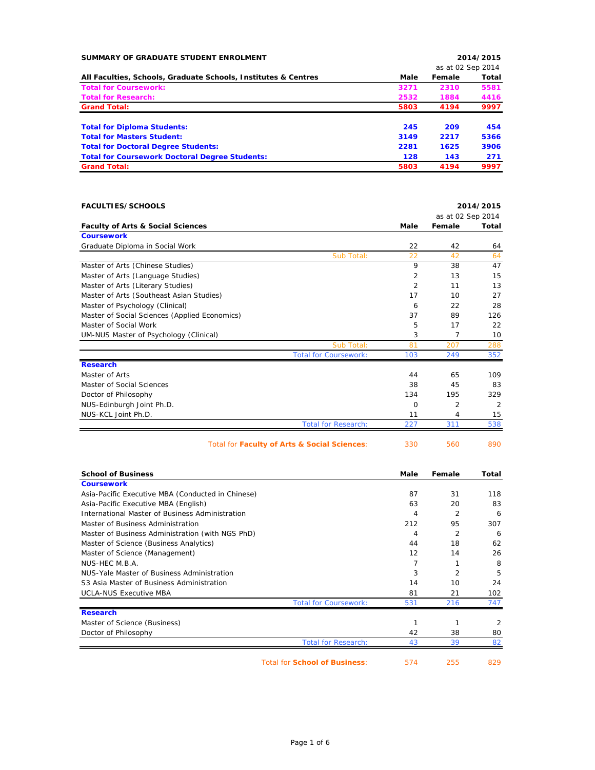## SUMMARY OF GRADUATE STUDENT ENROLMENT

2014/2015

as at 02 Sep 2014

| All Faculties, Schools, Graduate Schools, Institutes & Centres | Male | Female | Total |
|---|---|---|---|
| **Total for Coursework:** | **3271** | **2310** | **5581** |
| **Total for Research:** | **2532** | **1884** | **4416** |
| **Grand Total:** | **5803** | **4194** | **9997** |
| | | | |
| **Total for Diploma Students:** | **245** | **209** | **454** |
| **Total for Masters Student:** | **3149** | **2217** | **5366** |
| **Total for Doctoral Degree Students:** | **2281** | **1625** | **3906** |
| **Total for Coursework Doctoral Degree Students:** | **128** | **143** | **271** |
| **Grand Total:** | **5803** | **4194** | **9997** |

## FACULTIES/SCHOOLS

2014/2015

as at 02 Sep 2014

| Faculty of Arts & Social Sciences | Male | Female | Total |
|---|---|---|---|
| **Coursework** | | | |
| Graduate Diploma in Social Work | 22 | 42 | 64 |
| Sub Total: | 22 | 42 | 64 |
| Master of Arts (Chinese Studies) | 9 | 38 | 47 |
| Master of Arts (Language Studies) | 2 | 13 | 15 |
| Master of Arts (Literary Studies) | 2 | 11 | 13 |
| Master of Arts (Southeast Asian Studies) | 17 | 10 | 27 |
| Master of Psychology (Clinical) | 6 | 22 | 28 |
| Master of Social Sciences (Applied Economics) | 37 | 89 | 126 |
| Master of Social Work | 5 | 17 | 22 |
| UM-NUS Master of Psychology (Clinical) | 3 | 7 | 10 |
| Sub Total: | 81 | 207 | 288 |
| Total for Coursework: | 103 | 249 | 352 |
| **Research** | | | |
| Master of Arts | 44 | 65 | 109 |
| Master of Social Sciences | 38 | 45 | 83 |
| Doctor of Philosophy | 134 | 195 | 329 |
| NUS-Edinburgh Joint Ph.D. | 0 | 2 | 2 |
| NUS-KCL Joint Ph.D. | 11 | 4 | 15 |
| Total for Research: | 227 | 311 | 538 |
| Total for **Faculty of Arts & Social Sciences**: | 330 | 560 | 890 |

| School of Business | Male | Female | Total |
|---|---|---|---|
| **Coursework** | | | |
| Asia-Pacific Executive MBA (Conducted in Chinese) | 87 | 31 | 118 |
| Asia-Pacific Executive MBA (English) | 63 | 20 | 83 |
| International Master of Business Administration | 4 | 2 | 6 |
| Master of Business Administration | 212 | 95 | 307 |
| Master of Business Administration (with NGS PhD) | 4 | 2 | 6 |
| Master of Science (Business Analytics) | 44 | 18 | 62 |
| Master of Science (Management) | 12 | 14 | 26 |
| NUS-HEC M.B.A. | 7 | 1 | 8 |
| NUS-Yale Master of Business Administration | 3 | 2 | 5 |
| S3 Asia Master of Business Administration | 14 | 10 | 24 |
| UCLA-NUS Executive MBA | 81 | 21 | 102 |
| Total for Coursework: | 531 | 216 | 747 |
| **Research** | | | |
| Master of Science (Business) | 1 | 1 | 2 |
| Doctor of Philosophy | 42 | 38 | 80 |
| Total for Research: | 43 | 39 | 82 |
| Total for **School of Business**: | 574 | 255 | 829 |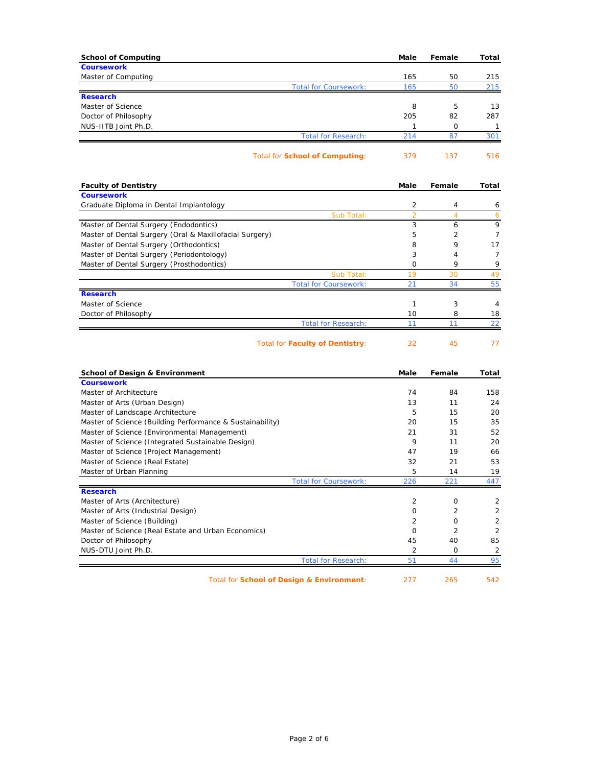| School of Computing | Male | Female | Total |
|---|---|---|---|
| **Coursework** | | | |
| Master of Computing | 165 | 50 | 215 |
| Total for Coursework: | 165 | 50 | 215 |
| **Research** | | | |
| Master of Science | 8 | 5 | 13 |
| Doctor of Philosophy | 205 | 82 | 287 |
| NUS-IITB Joint Ph.D. | 1 | 0 | 1 |
| Total for Research: | 214 | 87 | 301 |
| Total for **School of Computing**: | 379 | 137 | 516 |

| Faculty of Dentistry | Male | Female | Total |
|---|---|---|---|
| **Coursework** | | | |
| Graduate Diploma in Dental Implantology | 2 | 4 | 6 |
| Sub Total: | 2 | 4 | 6 |
| Master of Dental Surgery (Endodontics) | 3 | 6 | 9 |
| Master of Dental Surgery (Oral & Maxillofacial Surgery) | 5 | 2 | 7 |
| Master of Dental Surgery (Orthodontics) | 8 | 9 | 17 |
| Master of Dental Surgery (Periodontology) | 3 | 4 | 7 |
| Master of Dental Surgery (Prosthodontics) | 0 | 9 | 9 |
| Sub Total: | 19 | 30 | 49 |
| Total for Coursework: | 21 | 34 | 55 |
| **Research** | | | |
| Master of Science | 1 | 3 | 4 |
| Doctor of Philosophy | 10 | 8 | 18 |
| Total for Research: | 11 | 11 | 22 |
| Total for **Faculty of Dentistry**: | 32 | 45 | 77 |

| School of Design & Environment | Male | Female | Total |
|---|---|---|---|
| **Coursework** | | | |
| Master of Architecture | 74 | 84 | 158 |
| Master of Arts (Urban Design) | 13 | 11 | 24 |
| Master of Landscape Architecture | 5 | 15 | 20 |
| Master of Science (Building Performance & Sustainability) | 20 | 15 | 35 |
| Master of Science (Environmental Management) | 21 | 31 | 52 |
| Master of Science (Integrated Sustainable Design) | 9 | 11 | 20 |
| Master of Science (Project Management) | 47 | 19 | 66 |
| Master of Science (Real Estate) | 32 | 21 | 53 |
| Master of Urban Planning | 5 | 14 | 19 |
| Total for Coursework: | 226 | 221 | 447 |
| **Research** | | | |
| Master of Arts (Architecture) | 2 | 0 | 2 |
| Master of Arts (Industrial Design) | 0 | 2 | 2 |
| Master of Science (Building) | 2 | 0 | 2 |
| Master of Science (Real Estate and Urban Economics) | 0 | 2 | 2 |
| Doctor of Philosophy | 45 | 40 | 85 |
| NUS-DTU Joint Ph.D. | 2 | 0 | 2 |
| Total for Research: | 51 | 44 | 95 |
| Total for **School of Design & Environment**: | 277 | 265 | 542 |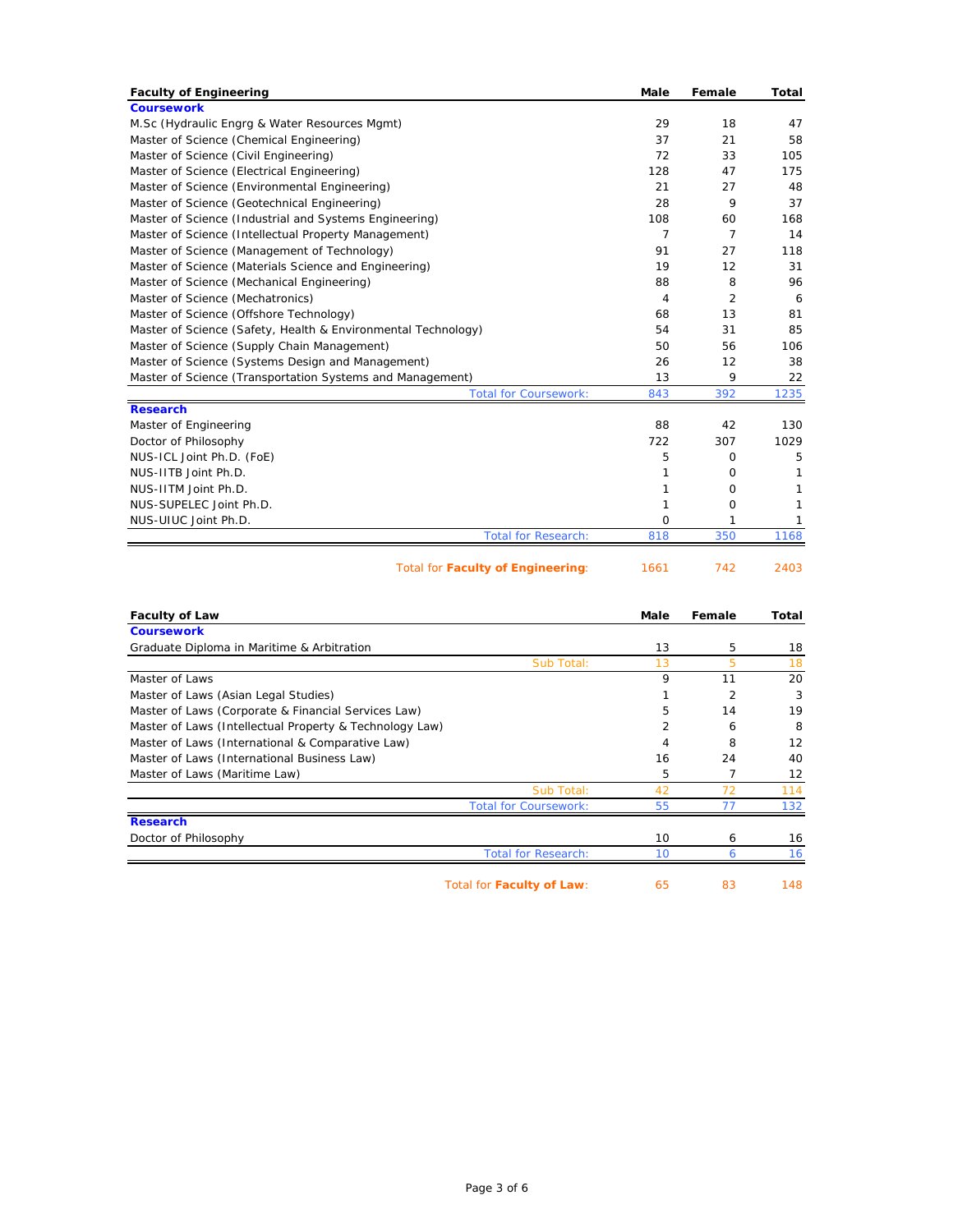| Faculty of Engineering | Male | Female | Total |
|---|---|---|---|
| **Coursework** | | | |
| M.Sc (Hydraulic Engrg & Water Resources Mgmt) | 29 | 18 | 47 |
| Master of Science (Chemical Engineering) | 37 | 21 | 58 |
| Master of Science (Civil Engineering) | 72 | 33 | 105 |
| Master of Science (Electrical Engineering) | 128 | 47 | 175 |
| Master of Science (Environmental Engineering) | 21 | 27 | 48 |
| Master of Science (Geotechnical Engineering) | 28 | 9 | 37 |
| Master of Science (Industrial and Systems Engineering) | 108 | 60 | 168 |
| Master of Science (Intellectual Property Management) | 7 | 7 | 14 |
| Master of Science (Management of Technology) | 91 | 27 | 118 |
| Master of Science (Materials Science and Engineering) | 19 | 12 | 31 |
| Master of Science (Mechanical Engineering) | 88 | 8 | 96 |
| Master of Science (Mechatronics) | 4 | 2 | 6 |
| Master of Science (Offshore Technology) | 68 | 13 | 81 |
| Master of Science (Safety, Health & Environmental Technology) | 54 | 31 | 85 |
| Master of Science (Supply Chain Management) | 50 | 56 | 106 |
| Master of Science (Systems Design and Management) | 26 | 12 | 38 |
| Master of Science (Transportation Systems and Management) | 13 | 9 | 22 |
| Total for Coursework: | 843 | 392 | 1235 |
| **Research** | | | |
| Master of Engineering | 88 | 42 | 130 |
| Doctor of Philosophy | 722 | 307 | 1029 |
| NUS-ICL Joint Ph.D. (FoE) | 5 | 0 | 5 |
| NUS-IITB Joint Ph.D. | 1 | 0 | 1 |
| NUS-IITM Joint Ph.D. | 1 | 0 | 1 |
| NUS-SUPELEC Joint Ph.D. | 1 | 0 | 1 |
| NUS-UIUC Joint Ph.D. | 0 | 1 | 1 |
| Total for Research: | 818 | 350 | 1168 |
| Total for **Faculty of Engineering**: | 1661 | 742 | 2403 |

| Faculty of Law | Male | Female | Total |
|---|---|---|---|
| **Coursework** | | | |
| Graduate Diploma in Maritime & Arbitration | 13 | 5 | 18 |
| Sub Total: | 13 | 5 | 18 |
| Master of Laws | 9 | 11 | 20 |
| Master of Laws (Asian Legal Studies) | 1 | 2 | 3 |
| Master of Laws (Corporate & Financial Services Law) | 5 | 14 | 19 |
| Master of Laws (Intellectual Property & Technology Law) | 2 | 6 | 8 |
| Master of Laws (International & Comparative Law) | 4 | 8 | 12 |
| Master of Laws (International Business Law) | 16 | 24 | 40 |
| Master of Laws (Maritime Law) | 5 | 7 | 12 |
| Sub Total: | 42 | 72 | 114 |
| Total for Coursework: | 55 | 77 | 132 |
| **Research** | | | |
| Doctor of Philosophy | 10 | 6 | 16 |
| Total for Research: | 10 | 6 | 16 |
| Total for **Faculty of Law**: | 65 | 83 | 148 |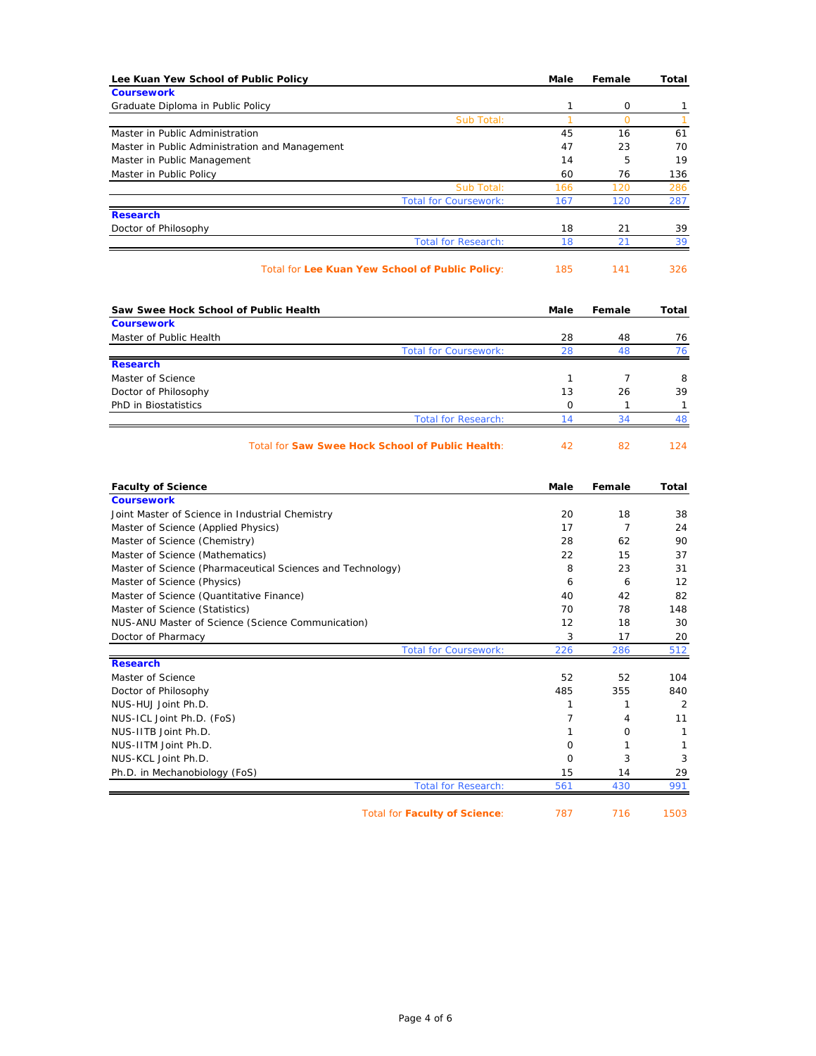| Lee Kuan Yew School of Public Policy | Male | Female | Total |
|---|---|---|---|
| **Coursework** | | | |
| Graduate Diploma in Public Policy | 1 | 0 | 1 |
| Sub Total: | 1 | 0 | 1 |
| Master in Public Administration | 45 | 16 | 61 |
| Master in Public Administration and Management | 47 | 23 | 70 |
| Master in Public Management | 14 | 5 | 19 |
| Master in Public Policy | 60 | 76 | 136 |
| Sub Total: | 166 | 120 | 286 |
| Total for Coursework: | 167 | 120 | 287 |
| **Research** | | | |
| Doctor of Philosophy | 18 | 21 | 39 |
| Total for Research: | 18 | 21 | 39 |
| Total for **Lee Kuan Yew School of Public Policy**: | 185 | 141 | 326 |

| Saw Swee Hock School of Public Health | Male | Female | Total |
|---|---|---|---|
| **Coursework** | | | |
| Master of Public Health | 28 | 48 | 76 |
| Total for Coursework: | 28 | 48 | 76 |
| **Research** | | | |
| Master of Science | 1 | 7 | 8 |
| Doctor of Philosophy | 13 | 26 | 39 |
| PhD in Biostatistics | 0 | 1 | 1 |
| Total for Research: | 14 | 34 | 48 |
| Total for **Saw Swee Hock School of Public Health**: | 42 | 82 | 124 |

| Faculty of Science | Male | Female | Total |
|---|---|---|---|
| **Coursework** | | | |
| Joint Master of Science in Industrial Chemistry | 20 | 18 | 38 |
| Master of Science (Applied Physics) | 17 | 7 | 24 |
| Master of Science (Chemistry) | 28 | 62 | 90 |
| Master of Science (Mathematics) | 22 | 15 | 37 |
| Master of Science (Pharmaceutical Sciences and Technology) | 8 | 23 | 31 |
| Master of Science (Physics) | 6 | 6 | 12 |
| Master of Science (Quantitative Finance) | 40 | 42 | 82 |
| Master of Science (Statistics) | 70 | 78 | 148 |
| NUS-ANU Master of Science (Science Communication) | 12 | 18 | 30 |
| Doctor of Pharmacy | 3 | 17 | 20 |
| Total for Coursework: | 226 | 286 | 512 |
| **Research** | | | |
| Master of Science | 52 | 52 | 104 |
| Doctor of Philosophy | 485 | 355 | 840 |
| NUS-HUJ Joint Ph.D. | 1 | 1 | 2 |
| NUS-ICL Joint Ph.D. (FoS) | 7 | 4 | 11 |
| NUS-IITB Joint Ph.D. | 1 | 0 | 1 |
| NUS-IITM Joint Ph.D. | 0 | 1 | 1 |
| NUS-KCL Joint Ph.D. | 0 | 3 | 3 |
| Ph.D. in Mechanobiology (FoS) | 15 | 14 | 29 |
| Total for Research: | 561 | 430 | 991 |
| Total for **Faculty of Science**: | 787 | 716 | 1503 |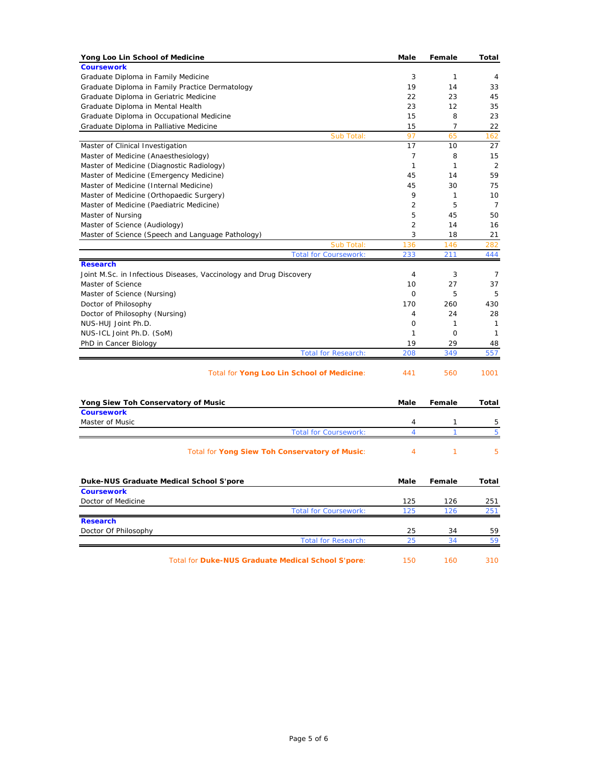| Yong Loo Lin School of Medicine | Male | Female | Total |
|---|---|---|---|
| **Coursework** | | | |
| Graduate Diploma in Family Medicine | 3 | 1 | 4 |
| Graduate Diploma in Family Practice Dermatology | 19 | 14 | 33 |
| Graduate Diploma in Geriatric Medicine | 22 | 23 | 45 |
| Graduate Diploma in Mental Health | 23 | 12 | 35 |
| Graduate Diploma in Occupational Medicine | 15 | 8 | 23 |
| Graduate Diploma in Palliative Medicine | 15 | 7 | 22 |
| Sub Total: | 97 | 65 | 162 |
| Master of Clinical Investigation | 17 | 10 | 27 |
| Master of Medicine (Anaesthesiology) | 7 | 8 | 15 |
| Master of Medicine (Diagnostic Radiology) | 1 | 1 | 2 |
| Master of Medicine (Emergency Medicine) | 45 | 14 | 59 |
| Master of Medicine (Internal Medicine) | 45 | 30 | 75 |
| Master of Medicine (Orthopaedic Surgery) | 9 | 1 | 10 |
| Master of Medicine (Paediatric Medicine) | 2 | 5 | 7 |
| Master of Nursing | 5 | 45 | 50 |
| Master of Science (Audiology) | 2 | 14 | 16 |
| Master of Science (Speech and Language Pathology) | 3 | 18 | 21 |
| Sub Total: | 136 | 146 | 282 |
| Total for Coursework: | 233 | 211 | 444 |
| **Research** | | | |
| Joint M.Sc. in Infectious Diseases, Vaccinology and Drug Discovery | 4 | 3 | 7 |
| Master of Science | 10 | 27 | 37 |
| Master of Science (Nursing) | 0 | 5 | 5 |
| Doctor of Philosophy | 170 | 260 | 430 |
| Doctor of Philosophy (Nursing) | 4 | 24 | 28 |
| NUS-HUJ Joint Ph.D. | 0 | 1 | 1 |
| NUS-ICL Joint Ph.D. (SoM) | 1 | 0 | 1 |
| PhD in Cancer Biology | 19 | 29 | 48 |
| Total for Research: | 208 | 349 | 557 |
| Total for **Yong Loo Lin School of Medicine**: | 441 | 560 | 1001 |

| Yong Siew Toh Conservatory of Music | Male | Female | Total |
|---|---|---|---|
| **Coursework** | | | |
| Master of Music | 4 | 1 | 5 |
| Total for Coursework: | 4 | 1 | 5 |
| Total for **Yong Siew Toh Conservatory of Music**: | 4 | 1 | 5 |

| Duke-NUS Graduate Medical School S'pore | Male | Female | Total |
|---|---|---|---|
| **Coursework** | | | |
| Doctor of Medicine | 125 | 126 | 251 |
| Total for Coursework: | 125 | 126 | 251 |
| **Research** | | | |
| Doctor Of Philosophy | 25 | 34 | 59 |
| Total for Research: | 25 | 34 | 59 |
| Total for **Duke-NUS Graduate Medical School S'pore**: | 150 | 160 | 310 |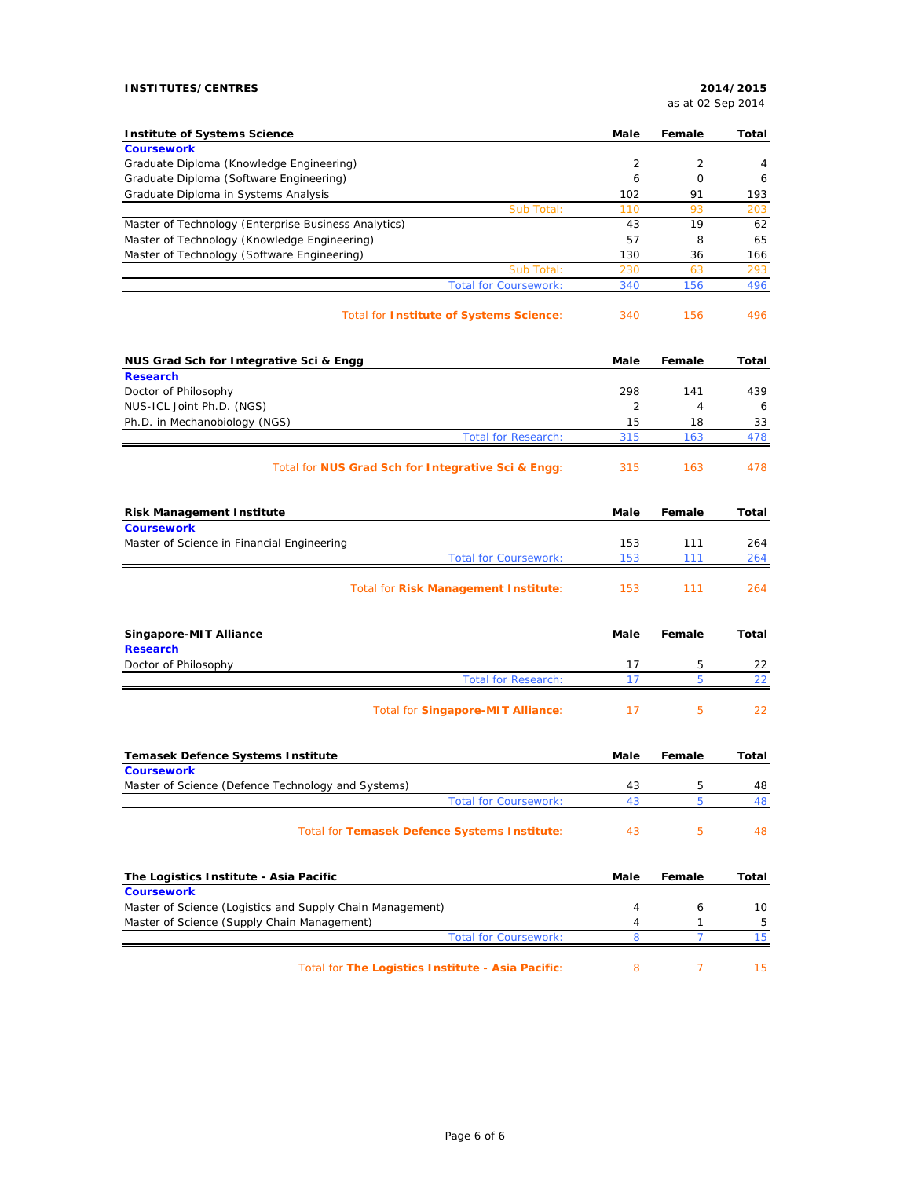**INSTITUTES/CENTRES**

**2014/2015**
as at 02 Sep 2014

| **Institute of Systems Science** | **Male** | **Female** | **Total** |
|---|---|---|---|
| **Coursework** | | | |
| Graduate Diploma (Knowledge Engineering) | 2 | 2 | 4 |
| Graduate Diploma (Software Engineering) | 6 | 0 | 6 |
| Graduate Diploma in Systems Analysis | 102 | 91 | 193 |
| Sub Total: | 110 | 93 | 203 |
| Master of Technology (Enterprise Business Analytics) | 43 | 19 | 62 |
| Master of Technology (Knowledge Engineering) | 57 | 8 | 65 |
| Master of Technology (Software Engineering) | 130 | 36 | 166 |
| Sub Total: | 230 | 63 | 293 |
| Total for Coursework: | 340 | 156 | 496 |
| Total for **Institute of Systems Science**: | 340 | 156 | 496 |

| **NUS Grad Sch for Integrative Sci & Engg** | **Male** | **Female** | **Total** |
|---|---|---|---|
| **Research** | | | |
| Doctor of Philosophy | 298 | 141 | 439 |
| NUS-ICL Joint Ph.D. (NGS) | 2 | 4 | 6 |
| Ph.D. in Mechanobiology (NGS) | 15 | 18 | 33 |
| Total for Research: | 315 | 163 | 478 |
| Total for **NUS Grad Sch for Integrative Sci & Engg**: | 315 | 163 | 478 |

| **Risk Management Institute** | **Male** | **Female** | **Total** |
|---|---|---|---|
| **Coursework** | | | |
| Master of Science in Financial Engineering | 153 | 111 | 264 |
| Total for Coursework: | 153 | 111 | 264 |
| Total for **Risk Management Institute**: | 153 | 111 | 264 |

| **Singapore-MIT Alliance** | **Male** | **Female** | **Total** |
|---|---|---|---|
| **Research** | | | |
| Doctor of Philosophy | 17 | 5 | 22 |
| Total for Research: | 17 | 5 | 22 |
| Total for **Singapore-MIT Alliance**: | 17 | 5 | 22 |

| **Temasek Defence Systems Institute** | **Male** | **Female** | **Total** |
|---|---|---|---|
| **Coursework** | | | |
| Master of Science (Defence Technology and Systems) | 43 | 5 | 48 |
| Total for Coursework: | 43 | 5 | 48 |
| Total for **Temasek Defence Systems Institute**: | 43 | 5 | 48 |

| **The Logistics Institute - Asia Pacific** | **Male** | **Female** | **Total** |
|---|---|---|---|
| **Coursework** | | | |
| Master of Science (Logistics and Supply Chain Management) | 4 | 6 | 10 |
| Master of Science (Supply Chain Management) | 4 | 1 | 5 |
| Total for Coursework: | 8 | 7 | 15 |
| Total for **The Logistics Institute - Asia Pacific**: | 8 | 7 | 15 |